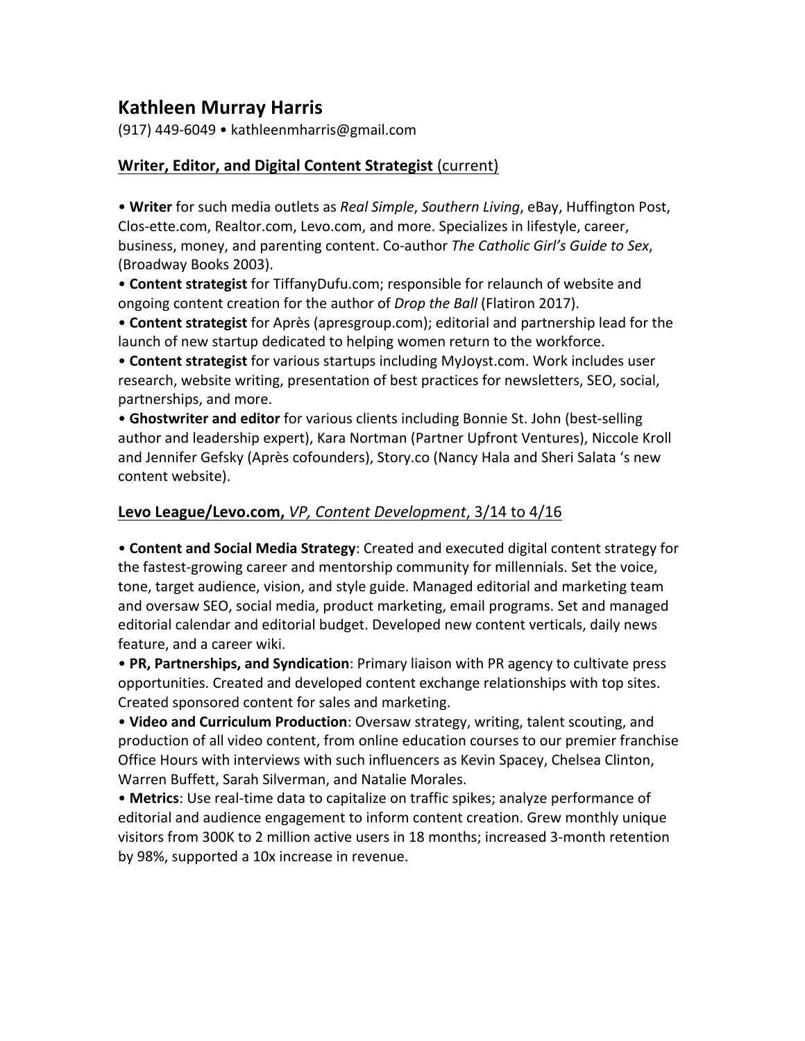# Kathleen Murray Harris

(917) 449-6049 • kathleenmharris@gmail.com

## Writer, Editor, and Digital Content Strategist (current)

- **Writer** for such media outlets as *Real Simple*, *Southern Living*, eBay, Huffington Post, Clos-ette.com, Realtor.com, Levo.com, and more. Specializes in lifestyle, career, business, money, and parenting content. Co-author *The Catholic Girl's Guide to Sex*, (Broadway Books 2003).
- **Content strategist** for TiffanyDufu.com; responsible for relaunch of website and ongoing content creation for the author of *Drop the Ball* (Flatiron 2017).
- **Content strategist** for Après (apresgroup.com); editorial and partnership lead for the launch of new startup dedicated to helping women return to the workforce.
- **Content strategist** for various startups including MyJoyst.com. Work includes user research, website writing, presentation of best practices for newsletters, SEO, social, partnerships, and more.
- **Ghostwriter and editor** for various clients including Bonnie St. John (best-selling author and leadership expert), Kara Nortman (Partner Upfront Ventures), Niccole Kroll and Jennifer Gefsky (Après cofounders), Story.co (Nancy Hala and Sheri Salata 's new content website).

## Levo League/Levo.com, *VP, Content Development*, 3/14 to 4/16

- **Content and Social Media Strategy**: Created and executed digital content strategy for the fastest-growing career and mentorship community for millennials. Set the voice, tone, target audience, vision, and style guide. Managed editorial and marketing team and oversaw SEO, social media, product marketing, email programs. Set and managed editorial calendar and editorial budget. Developed new content verticals, daily news feature, and a career wiki.
- **PR, Partnerships, and Syndication**: Primary liaison with PR agency to cultivate press opportunities. Created and developed content exchange relationships with top sites. Created sponsored content for sales and marketing.
- **Video and Curriculum Production**: Oversaw strategy, writing, talent scouting, and production of all video content, from online education courses to our premier franchise Office Hours with interviews with such influencers as Kevin Spacey, Chelsea Clinton, Warren Buffett, Sarah Silverman, and Natalie Morales.
- **Metrics**: Use real-time data to capitalize on traffic spikes; analyze performance of editorial and audience engagement to inform content creation. Grew monthly unique visitors from 300K to 2 million active users in 18 months; increased 3-month retention by 98%, supported a 10x increase in revenue.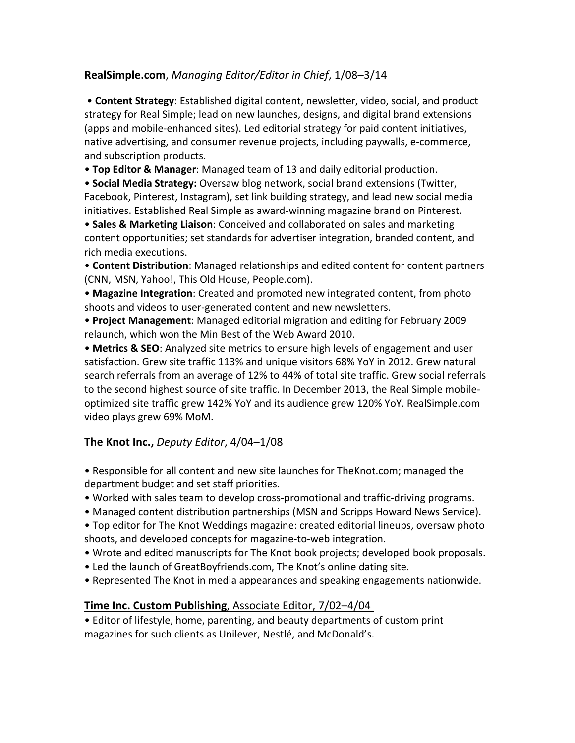## **RealSimple.com**, *Managing Editor/Editor in Chief*, 1/08–3/14

- **Content Strategy**: Established digital content, newsletter, video, social, and product strategy for Real Simple; lead on new launches, designs, and digital brand extensions (apps and mobile-enhanced sites). Led editorial strategy for paid content initiatives, native advertising, and consumer revenue projects, including paywalls, e-commerce, and subscription products.
- **Top Editor & Manager**: Managed team of 13 and daily editorial production.
- **Social Media Strategy:** Oversaw blog network, social brand extensions (Twitter, Facebook, Pinterest, Instagram), set link building strategy, and lead new social media initiatives. Established Real Simple as award-winning magazine brand on Pinterest.
- **Sales & Marketing Liaison**: Conceived and collaborated on sales and marketing content opportunities; set standards for advertiser integration, branded content, and rich media executions.
- **Content Distribution**: Managed relationships and edited content for content partners (CNN, MSN, Yahoo!, This Old House, People.com).
- **Magazine Integration**: Created and promoted new integrated content, from photo shoots and videos to user-generated content and new newsletters.
- **Project Management**: Managed editorial migration and editing for February 2009 relaunch, which won the Min Best of the Web Award 2010.
- **Metrics & SEO**: Analyzed site metrics to ensure high levels of engagement and user satisfaction. Grew site traffic 113% and unique visitors 68% YoY in 2012. Grew natural search referrals from an average of 12% to 44% of total site traffic. Grew social referrals to the second highest source of site traffic. In December 2013, the Real Simple mobile-optimized site traffic grew 142% YoY and its audience grew 120% YoY. RealSimple.com video plays grew 69% MoM.

## **The Knot Inc.,** *Deputy Editor*, 4/04–1/08

- Responsible for all content and new site launches for TheKnot.com; managed the department budget and set staff priorities.
- Worked with sales team to develop cross-promotional and traffic-driving programs.
- Managed content distribution partnerships (MSN and Scripps Howard News Service).
- Top editor for The Knot Weddings magazine: created editorial lineups, oversaw photo shoots, and developed concepts for magazine-to-web integration.
- Wrote and edited manuscripts for The Knot book projects; developed book proposals.
- Led the launch of GreatBoyfriends.com, The Knot's online dating site.
- Represented The Knot in media appearances and speaking engagements nationwide.

## **Time Inc. Custom Publishing**, Associate Editor, 7/02–4/04

- Editor of lifestyle, home, parenting, and beauty departments of custom print magazines for such clients as Unilever, Nestlé, and McDonald's.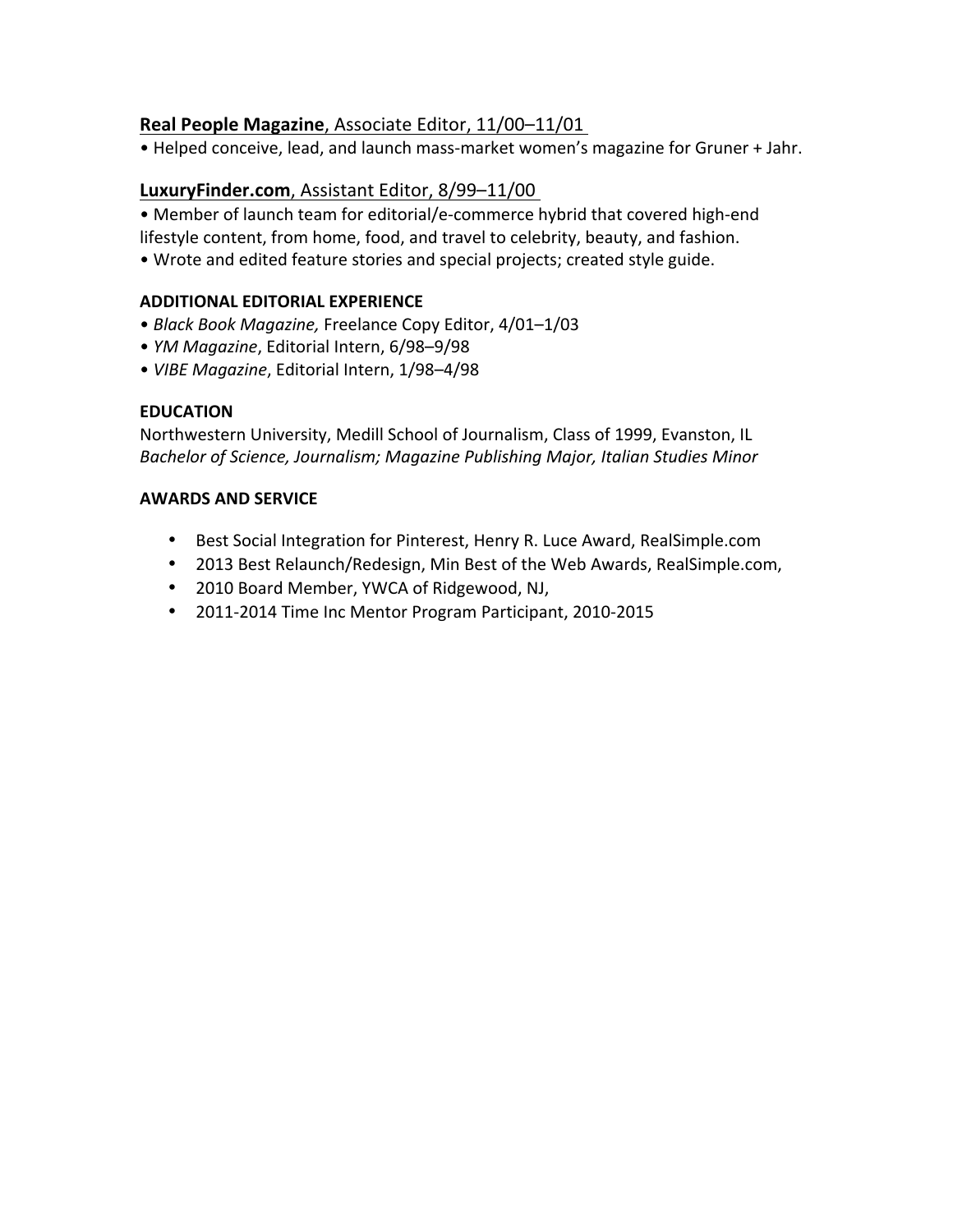**Real People Magazine**, Associate Editor, 11/00–11/01

- Helped conceive, lead, and launch mass-market women's magazine for Gruner + Jahr.

**LuxuryFinder.com**, Assistant Editor, 8/99–11/00

- Member of launch team for editorial/e-commerce hybrid that covered high-end lifestyle content, from home, food, and travel to celebrity, beauty, and fashion.
- Wrote and edited feature stories and special projects; created style guide.

**ADDITIONAL EDITORIAL EXPERIENCE**

- *Black Book Magazine,* Freelance Copy Editor, 4/01–1/03
- *YM Magazine*, Editorial Intern, 6/98–9/98
- *VIBE Magazine*, Editorial Intern, 1/98–4/98

**EDUCATION**

Northwestern University, Medill School of Journalism, Class of 1999, Evanston, IL
*Bachelor of Science, Journalism; Magazine Publishing Major, Italian Studies Minor*

**AWARDS AND SERVICE**

- Best Social Integration for Pinterest, Henry R. Luce Award, RealSimple.com
- 2013 Best Relaunch/Redesign, Min Best of the Web Awards, RealSimple.com,
- 2010 Board Member, YWCA of Ridgewood, NJ,
- 2011-2014 Time Inc Mentor Program Participant, 2010-2015